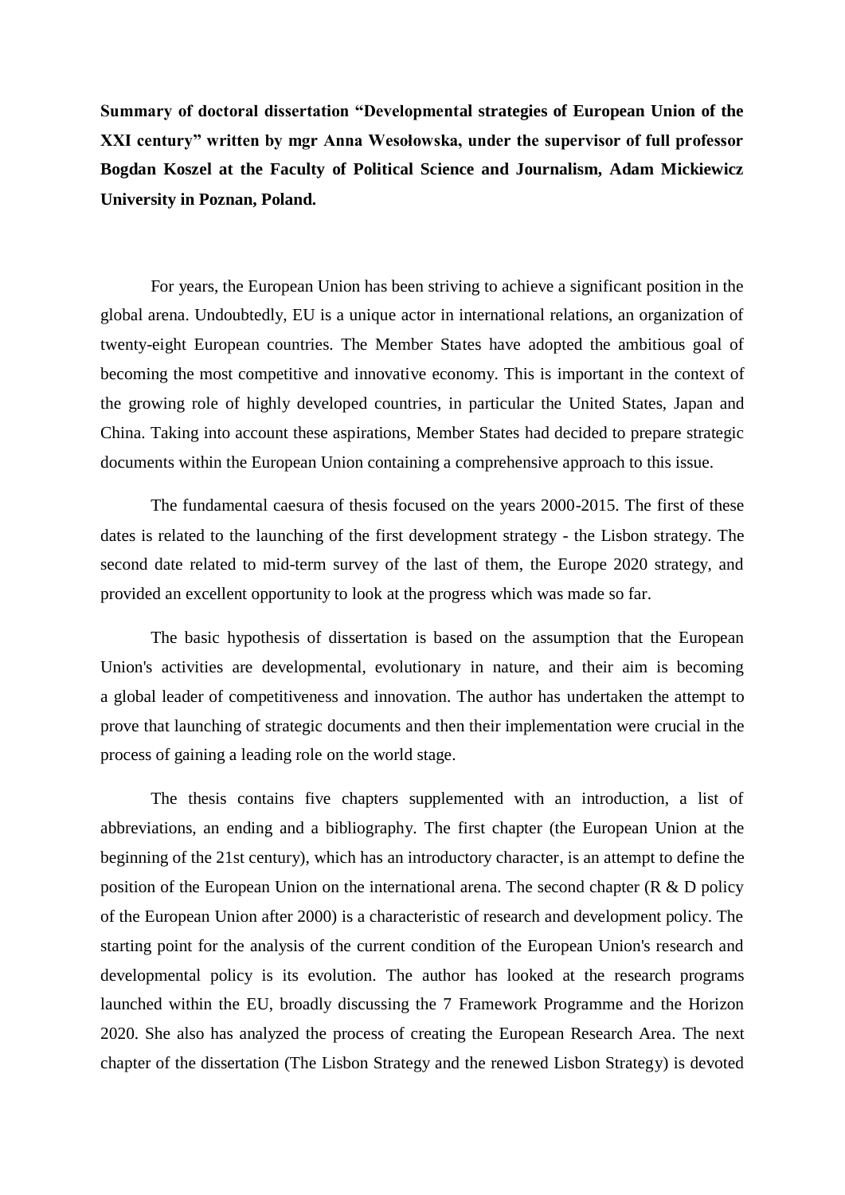**Summary of doctoral dissertation "Developmental strategies of European Union of the XXI century" written by mgr Anna Wesołowska, under the supervisor of full professor Bogdan Koszel at the Faculty of Political Science and Journalism, Adam Mickiewicz University in Poznan, Poland.**

For years, the European Union has been striving to achieve a significant position in the global arena. Undoubtedly, EU is a unique actor in international relations, an organization of twenty-eight European countries. The Member States have adopted the ambitious goal of becoming the most competitive and innovative economy. This is important in the context of the growing role of highly developed countries, in particular the United States, Japan and China. Taking into account these aspirations, Member States had decided to prepare strategic documents within the European Union containing a comprehensive approach to this issue.

The fundamental caesura of thesis focused on the years 2000-2015. The first of these dates is related to the launching of the first development strategy - the Lisbon strategy. The second date related to mid-term survey of the last of them, the Europe 2020 strategy, and provided an excellent opportunity to look at the progress which was made so far.

The basic hypothesis of dissertation is based on the assumption that the European Union's activities are developmental, evolutionary in nature, and their aim is becoming a global leader of competitiveness and innovation. The author has undertaken the attempt to prove that launching of strategic documents and then their implementation were crucial in the process of gaining a leading role on the world stage.

The thesis contains five chapters supplemented with an introduction, a list of abbreviations, an ending and a bibliography. The first chapter (the European Union at the beginning of the 21st century), which has an introductory character, is an attempt to define the position of the European Union on the international arena. The second chapter (R & D policy of the European Union after 2000) is a characteristic of research and development policy. The starting point for the analysis of the current condition of the European Union's research and developmental policy is its evolution. The author has looked at the research programs launched within the EU, broadly discussing the 7 Framework Programme and the Horizon 2020. She also has analyzed the process of creating the European Research Area. The next chapter of the dissertation (The Lisbon Strategy and the renewed Lisbon Strategy) is devoted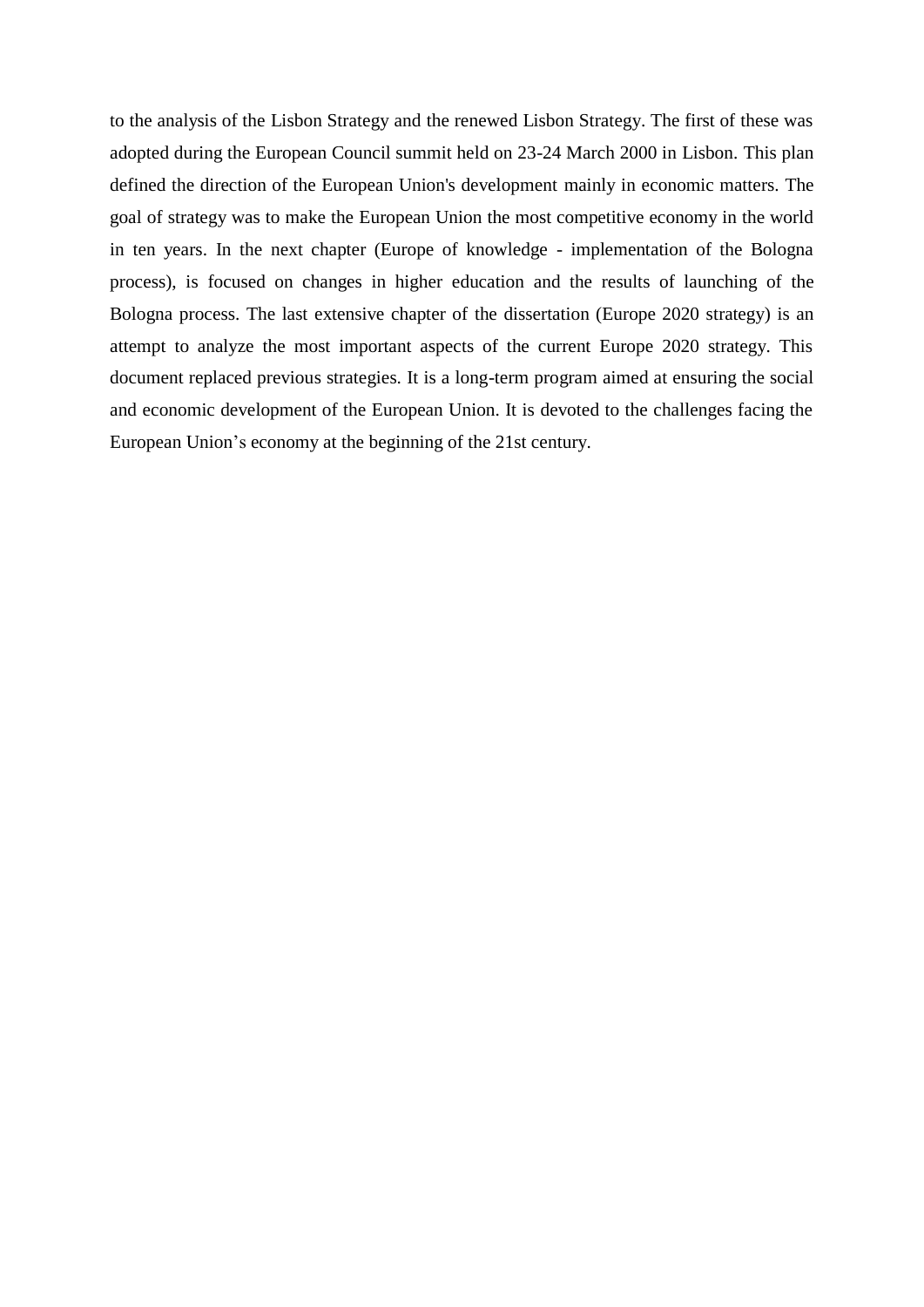to the analysis of the Lisbon Strategy and the renewed Lisbon Strategy. The first of these was adopted during the European Council summit held on 23-24 March 2000 in Lisbon. This plan defined the direction of the European Union's development mainly in economic matters. The goal of strategy was to make the European Union the most competitive economy in the world in ten years. In the next chapter (Europe of knowledge - implementation of the Bologna process), is focused on changes in higher education and the results of launching of the Bologna process. The last extensive chapter of the dissertation (Europe 2020 strategy) is an attempt to analyze the most important aspects of the current Europe 2020 strategy. This document replaced previous strategies. It is a long-term program aimed at ensuring the social and economic development of the European Union. It is devoted to the challenges facing the European Union's economy at the beginning of the 21st century.